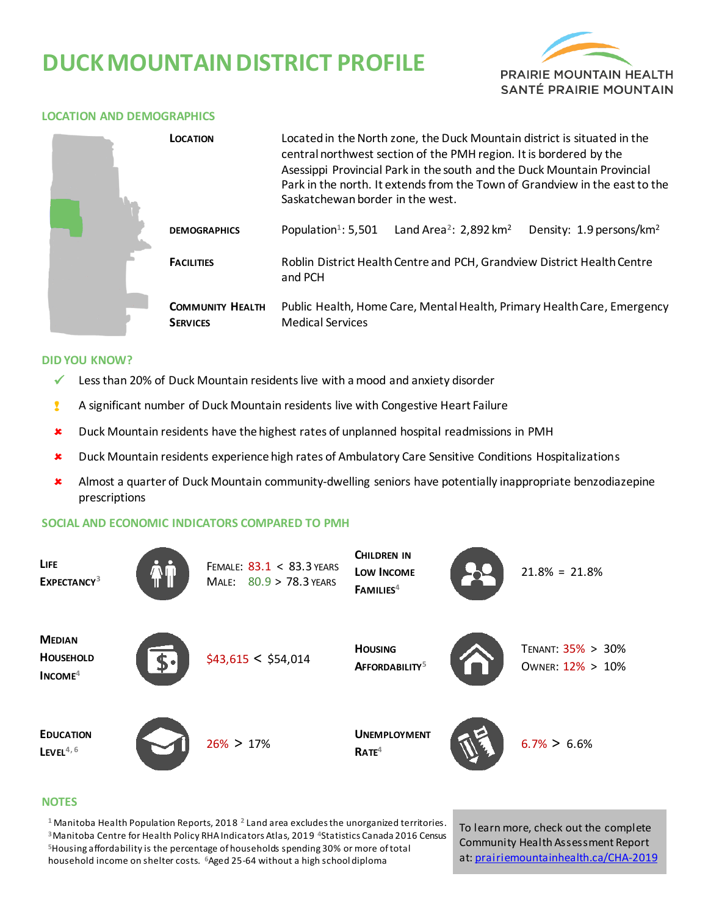# DUCK MOUNTAIN DISTRICT PROFILE

PRAIRIE MOUNTAIN HEALTH
SANTÉ PRAIRIE MOUNTAIN

## LOCATION AND DEMOGRAPHICS

**LOCATION** Located in the North zone, the Duck Mountain district is situated in the central northwest section of the PMH region. It is bordered by the Asessippi Provincial Park in the south and the Duck Mountain Provincial Park in the north. It extends from the Town of Grandview in the east to the Saskatchewan border in the west.

**DEMOGRAPHICS** Population[1]: 5,501 Land Area[2]: 2,892 km$^2$ Density: 1.9 persons/km$^2$

**FACILITIES** Roblin District Health Centre and PCH, Grandview District Health Centre and PCH

**COMMUNITY HEALTH SERVICES** Public Health, Home Care, Mental Health, Primary Health Care, Emergency Medical Services

## DID YOU KNOW?

- ✓ Less than 20% of Duck Mountain residents live with a mood and anxiety disorder
- ! A significant number of Duck Mountain residents live with Congestive Heart Failure
- ✗ Duck Mountain residents have the highest rates of unplanned hospital readmissions in PMH
- ✗ Duck Mountain residents experience high rates of Ambulatory Care Sensitive Conditions Hospitalizations
- ✗ Almost a quarter of Duck Mountain community-dwelling seniors have potentially inappropriate benzodiazepine prescriptions

## SOCIAL AND ECONOMIC INDICATORS COMPARED TO PMH

| Indicator | Value | Indicator | Value |
|---|---|---|---|
| **LIFE EXPECTANCY**[3] | FEMALE: 83.1 < 83.3 YEARS<br>MALE: 80.9 > 78.3 YEARS | **CHILDREN IN LOW INCOME FAMILIES**[4] | 21.8% = 21.8% |
| **MEDIAN HOUSEHOLD INCOME**[4] | $43,615 < $54,014 | **HOUSING AFFORDABILITY**[5] | TENANT: 35% > 30%<br>OWNER: 12% > 10% |
| **EDUCATION LEVEL**[4, 6] | 26% > 17% | **UNEMPLOYMENT RATE**[4] | 6.7% > 6.6% |

## NOTES

[1] Manitoba Health Population Reports, 2018 [2] Land area excludes the unorganized territories. [3] Manitoba Centre for Health Policy RHA Indicators Atlas, 2019 [4] Statistics Canada 2016 Census [5] Housing affordability is the percentage of households spending 30% or more of total household income on shelter costs. [6] Aged 25-64 without a high school diploma

To learn more, check out the complete Community Health Assessment Report at: [prairiemountainhealth.ca/CHA-2019](prairiemountainhealth.ca/CHA-2019)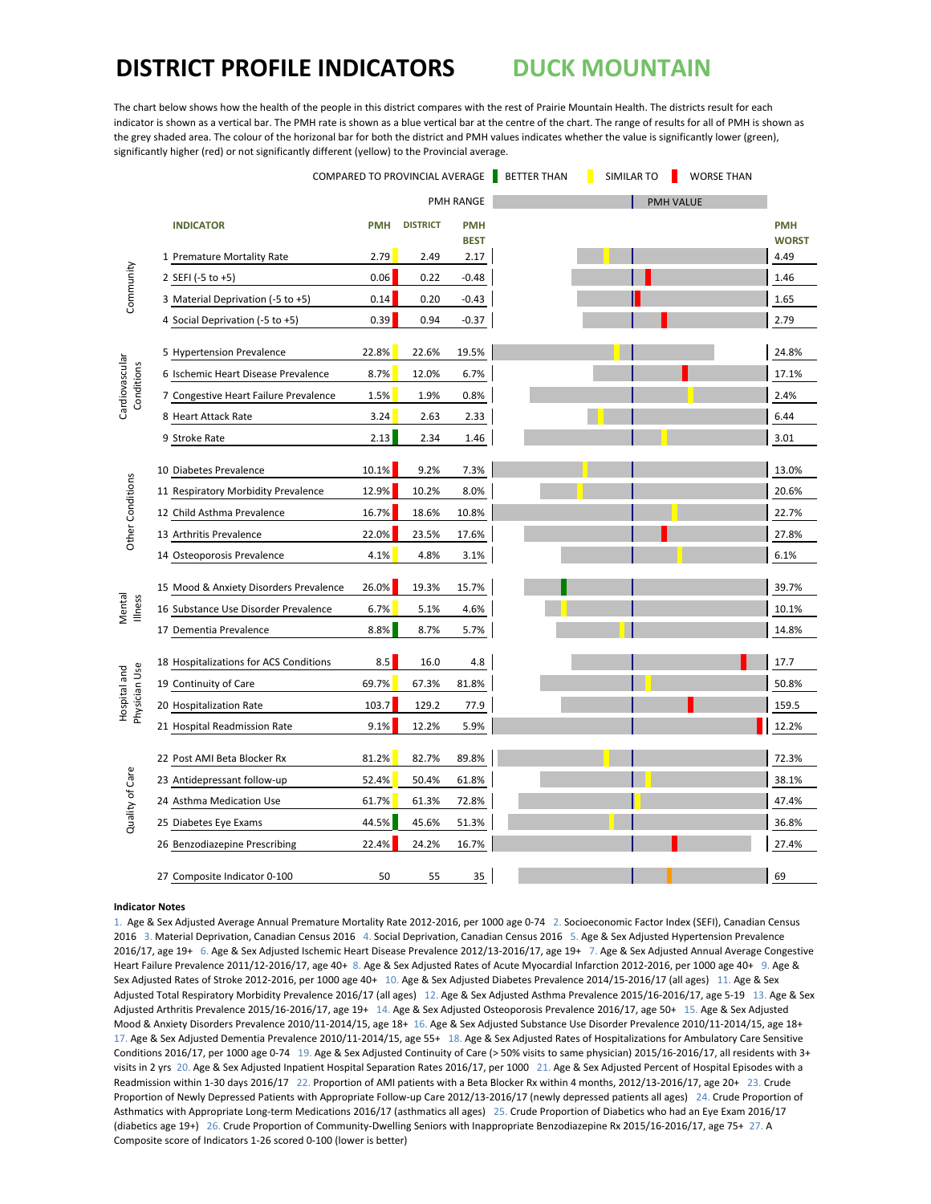# DISTRICT PROFILE INDICATORS DUCK MOUNTAIN

The chart below shows how the health of the people in this district compares with the rest of Prairie Mountain Health. The districts result for each indicator is shown as a vertical bar. The PMH rate is shown as a blue vertical bar at the centre of the chart. The range of results for all of PMH is shown as the grey shaded area. The colour of the horizonal bar for both the district and PMH values indicates whether the value is significantly lower (green), significantly higher (red) or not significantly different (yellow) to the Provincial average.

COMPARED TO PROVINCIAL AVERAGE: BETTER THAN / SIMILAR TO / WORSE THAN

PMH RANGE / PMH VALUE

| | INDICATOR | PMH | DISTRICT | PMH BEST | PMH WORST |
|---|---|---|---|---|---|
| Community | 1 Premature Mortality Rate | 2.79 | 2.49 | 2.17 | 4.49 |
| | 2 SEFI (-5 to +5) | 0.06 | 0.22 | -0.48 | 1.46 |
| | 3 Material Deprivation (-5 to +5) | 0.14 | 0.20 | -0.43 | 1.65 |
| | 4 Social Deprivation (-5 to +5) | 0.39 | 0.94 | -0.37 | 2.79 |
| Cardiovascular Conditions | 5 Hypertension Prevalence | 22.8% | 22.6% | 19.5% | 24.8% |
| | 6 Ischemic Heart Disease Prevalence | 8.7% | 12.0% | 6.7% | 17.1% |
| | 7 Congestive Heart Failure Prevalence | 1.5% | 1.9% | 0.8% | 2.4% |
| | 8 Heart Attack Rate | 3.24 | 2.63 | 2.33 | 6.44 |
| | 9 Stroke Rate | 2.13 | 2.34 | 1.46 | 3.01 |
| Other Conditions | 10 Diabetes Prevalence | 10.1% | 9.2% | 7.3% | 13.0% |
| | 11 Respiratory Morbidity Prevalence | 12.9% | 10.2% | 8.0% | 20.6% |
| | 12 Child Asthma Prevalence | 16.7% | 18.6% | 10.8% | 22.7% |
| | 13 Arthritis Prevalence | 22.0% | 23.5% | 17.6% | 27.8% |
| | 14 Osteoporosis Prevalence | 4.1% | 4.8% | 3.1% | 6.1% |
| Mental Illness | 15 Mood & Anxiety Disorders Prevalence | 26.0% | 19.3% | 15.7% | 39.7% |
| | 16 Substance Use Disorder Prevalence | 6.7% | 5.1% | 4.6% | 10.1% |
| | 17 Dementia Prevalence | 8.8% | 8.7% | 5.7% | 14.8% |
| Hospital and Physician Use | 18 Hospitalizations for ACS Conditions | 8.5 | 16.0 | 4.8 | 17.7 |
| | 19 Continuity of Care | 69.7% | 67.3% | 81.8% | 50.8% |
| | 20 Hospitalization Rate | 103.7 | 129.2 | 77.9 | 159.5 |
| | 21 Hospital Readmission Rate | 9.1% | 12.2% | 5.9% | 12.2% |
| Quality of Care | 22 Post AMI Beta Blocker Rx | 81.2% | 82.7% | 89.8% | 72.3% |
| | 23 Antidepressant follow-up | 52.4% | 50.4% | 61.8% | 38.1% |
| | 24 Asthma Medication Use | 61.7% | 61.3% | 72.8% | 47.4% |
| | 25 Diabetes Eye Exams | 44.5% | 45.6% | 51.3% | 36.8% |
| | 26 Benzodiazepine Prescribing | 22.4% | 24.2% | 16.7% | 27.4% |
| | 27 Composite Indicator 0-100 | 50 | 55 | 35 | 69 |

**Indicator Notes**

1. Age & Sex Adjusted Average Annual Premature Mortality Rate 2012-2016, per 1000 age 0-74 2. Socioeconomic Factor Index (SEFI), Canadian Census 2016 3. Material Deprivation, Canadian Census 2016 4. Social Deprivation, Canadian Census 2016 5. Age & Sex Adjusted Hypertension Prevalence 2016/17, age 19+ 6. Age & Sex Adjusted Ischemic Heart Disease Prevalence 2012/13-2016/17, age 19+ 7. Age & Sex Adjusted Annual Average Congestive Heart Failure Prevalence 2011/12-2016/17, age 40+ 8. Age & Sex Adjusted Rates of Acute Myocardial Infarction 2012-2016, per 1000 age 40+ 9. Age & Sex Adjusted Rates of Stroke 2012-2016, per 1000 age 40+ 10. Age & Sex Adjusted Diabetes Prevalence 2014/15-2016/17 (all ages) 11. Age & Sex Adjusted Total Respiratory Morbidity Prevalence 2016/17 (all ages) 12. Age & Sex Adjusted Asthma Prevalence 2015/16-2016/17, age 5-19 13. Age & Sex Adjusted Arthritis Prevalence 2015/16-2016/17, age 19+ 14. Age & Sex Adjusted Osteoporosis Prevalence 2016/17, age 50+ 15. Age & Sex Adjusted Mood & Anxiety Disorders Prevalence 2010/11-2014/15, age 18+ 16. Age & Sex Adjusted Substance Use Disorder Prevalence 2010/11-2014/15, age 18+ 17. Age & Sex Adjusted Dementia Prevalence 2010/11-2014/15, age 55+ 18. Age & Sex Adjusted Rates of Hospitalizations for Ambulatory Care Sensitive Conditions 2016/17, per 1000 age 0-74 19. Age & Sex Adjusted Continuity of Care (> 50% visits to same physician) 2015/16-2016/17, all residents with 3+ visits in 2 yrs 20. Age & Sex Adjusted Inpatient Hospital Separation Rates 2016/17, per 1000 21. Age & Sex Adjusted Percent of Hospital Episodes with a Readmission within 1-30 days 2016/17 22. Proportion of AMI patients with a Beta Blocker Rx within 4 months, 2012/13-2016/17, age 20+ 23. Crude Proportion of Newly Depressed Patients with Appropriate Follow-up Care 2012/13-2016/17 (newly depressed patients all ages) 24. Crude Proportion of Asthmatics with Appropriate Long-term Medications 2016/17 (asthmatics all ages) 25. Crude Proportion of Diabetics who had an Eye Exam 2016/17 (diabetics age 19+) 26. Crude Proportion of Community-Dwelling Seniors with Inappropriate Benzodiazepine Rx 2015/16-2016/17, age 75+ 27. A Composite score of Indicators 1-26 scored 0-100 (lower is better)